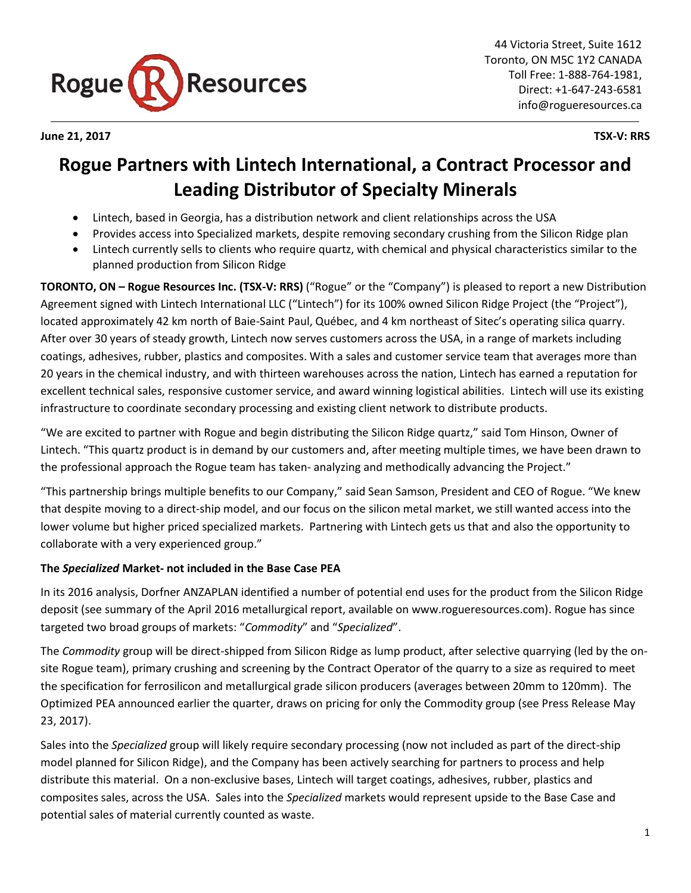44 Victoria Street, Suite 1612
Toronto, ON M5C 1Y2 CANADA
Toll Free: 1-888-764-1981,
Direct: +1-647-243-6581
info@rogueresources.ca

**June 21, 2017** **TSX-V: RRS**

# Rogue Partners with Lintech International, a Contract Processor and Leading Distributor of Specialty Minerals

- Lintech, based in Georgia, has a distribution network and client relationships across the USA
- Provides access into Specialized markets, despite removing secondary crushing from the Silicon Ridge plan
- Lintech currently sells to clients who require quartz, with chemical and physical characteristics similar to the planned production from Silicon Ridge

**TORONTO, ON – Rogue Resources Inc. (TSX-V: RRS)** ("Rogue" or the "Company") is pleased to report a new Distribution Agreement signed with Lintech International LLC ("Lintech") for its 100% owned Silicon Ridge Project (the "Project"), located approximately 42 km north of Baie-Saint Paul, Québec, and 4 km northeast of Sitec's operating silica quarry. After over 30 years of steady growth, Lintech now serves customers across the USA, in a range of markets including coatings, adhesives, rubber, plastics and composites. With a sales and customer service team that averages more than 20 years in the chemical industry, and with thirteen warehouses across the nation, Lintech has earned a reputation for excellent technical sales, responsive customer service, and award winning logistical abilities. Lintech will use its existing infrastructure to coordinate secondary processing and existing client network to distribute products.

"We are excited to partner with Rogue and begin distributing the Silicon Ridge quartz," said Tom Hinson, Owner of Lintech. "This quartz product is in demand by our customers and, after meeting multiple times, we have been drawn to the professional approach the Rogue team has taken- analyzing and methodically advancing the Project."

"This partnership brings multiple benefits to our Company," said Sean Samson, President and CEO of Rogue. "We knew that despite moving to a direct-ship model, and our focus on the silicon metal market, we still wanted access into the lower volume but higher priced specialized markets. Partnering with Lintech gets us that and also the opportunity to collaborate with a very experienced group."

### The *Specialized* Market- not included in the Base Case PEA

In its 2016 analysis, Dorfner ANZAPLAN identified a number of potential end uses for the product from the Silicon Ridge deposit (see summary of the April 2016 metallurgical report, available on www.rogueresources.com). Rogue has since targeted two broad groups of markets: "*Commodity*" and "*Specialized*".

The *Commodity* group will be direct-shipped from Silicon Ridge as lump product, after selective quarrying (led by the on-site Rogue team), primary crushing and screening by the Contract Operator of the quarry to a size as required to meet the specification for ferrosilicon and metallurgical grade silicon producers (averages between 20mm to 120mm). The Optimized PEA announced earlier the quarter, draws on pricing for only the Commodity group (see Press Release May 23, 2017).

Sales into the *Specialized* group will likely require secondary processing (now not included as part of the direct-ship model planned for Silicon Ridge), and the Company has been actively searching for partners to process and help distribute this material. On a non-exclusive bases, Lintech will target coatings, adhesives, rubber, plastics and composites sales, across the USA. Sales into the *Specialized* markets would represent upside to the Base Case and potential sales of material currently counted as waste.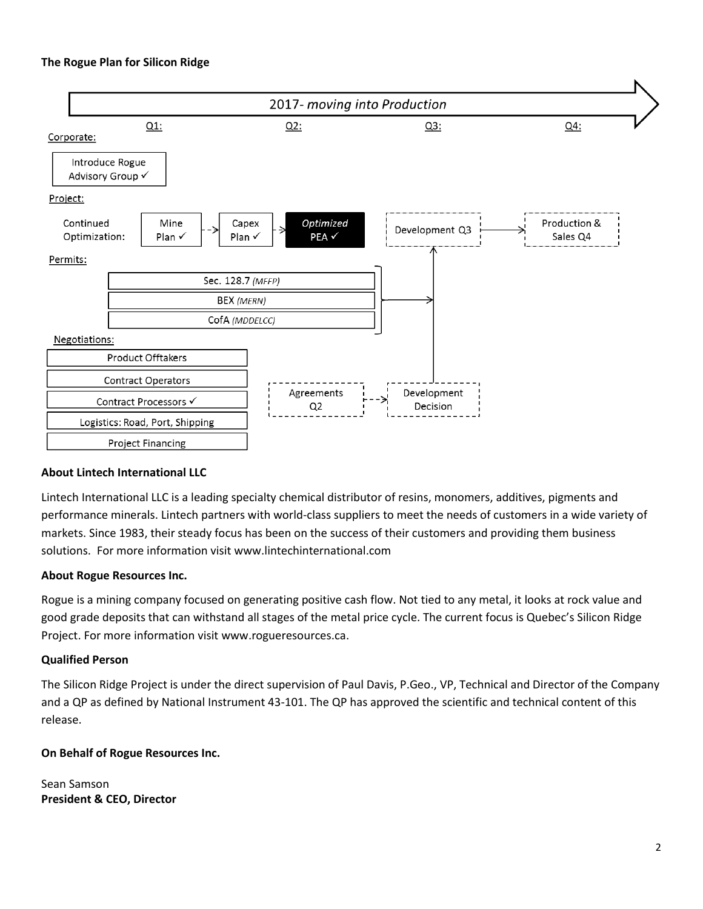**The Rogue Plan for Silicon Ridge**

2017- *moving into Production*

| | Q1: | Q2: | Q3: | Q4: |
|---|---|---|---|---|
| **Corporate:** | Introduce Rogue Advisory Group ✓ | | | |
| **Project:** Continued Optimization: | Mine Plan ✓ → Capex Plan ✓ → | *Optimized* PEA ✓ | Development Q3 → | Production & Sales Q4 |
| **Permits:** | Sec. 128.7 *(MFFP)*; BEX *(MERN)*; CofA *(MDDELCC)* | | → Development Q3 | |
| **Negotiations:** | Product Offtakers; Contract Operators; Contract Processors ✓; Logistics: Road, Port, Shipping; Project Financing | Agreements Q2 → | Development Decision → Development Q3 | |

**About Lintech International LLC**

Lintech International LLC is a leading specialty chemical distributor of resins, monomers, additives, pigments and performance minerals. Lintech partners with world-class suppliers to meet the needs of customers in a wide variety of markets. Since 1983, their steady focus has been on the success of their customers and providing them business solutions. For more information visit www.lintechinternational.com

**About Rogue Resources Inc.**

Rogue is a mining company focused on generating positive cash flow. Not tied to any metal, it looks at rock value and good grade deposits that can withstand all stages of the metal price cycle. The current focus is Quebec's Silicon Ridge Project. For more information visit www.rogueresources.ca.

**Qualified Person**

The Silicon Ridge Project is under the direct supervision of Paul Davis, P.Geo., VP, Technical and Director of the Company and a QP as defined by National Instrument 43-101. The QP has approved the scientific and technical content of this release.

**On Behalf of Rogue Resources Inc.**

Sean Samson
**President & CEO, Director**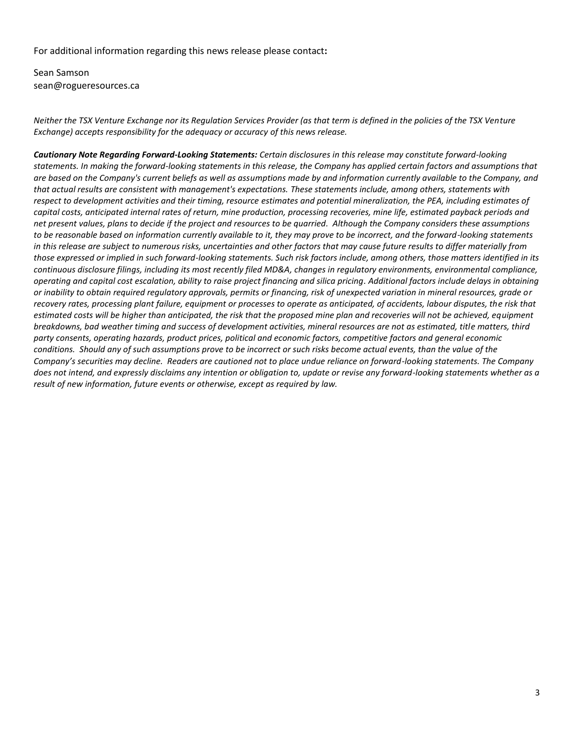For additional information regarding this news release please contact**:**

Sean Samson
sean@rogueresources.ca

*Neither the TSX Venture Exchange nor its Regulation Services Provider (as that term is defined in the policies of the TSX Venture Exchange) accepts responsibility for the adequacy or accuracy of this news release.*

***Cautionary Note Regarding Forward-Looking Statements:*** *Certain disclosures in this release may constitute forward-looking statements. In making the forward-looking statements in this release, the Company has applied certain factors and assumptions that are based on the Company's current beliefs as well as assumptions made by and information currently available to the Company, and that actual results are consistent with management's expectations. These statements include, among others, statements with respect to development activities and their timing, resource estimates and potential mineralization, the PEA, including estimates of capital costs, anticipated internal rates of return, mine production, processing recoveries, mine life, estimated payback periods and net present values, plans to decide if the project and resources to be quarried. Although the Company considers these assumptions to be reasonable based on information currently available to it, they may prove to be incorrect, and the forward-looking statements in this release are subject to numerous risks, uncertainties and other factors that may cause future results to differ materially from those expressed or implied in such forward-looking statements. Such risk factors include, among others, those matters identified in its continuous disclosure filings, including its most recently filed MD&A, changes in regulatory environments, environmental compliance, operating and capital cost escalation, ability to raise project financing and silica pricing. Additional factors include delays in obtaining or inability to obtain required regulatory approvals, permits or financing, risk of unexpected variation in mineral resources, grade or recovery rates, processing plant failure, equipment or processes to operate as anticipated, of accidents, labour disputes, the risk that estimated costs will be higher than anticipated, the risk that the proposed mine plan and recoveries will not be achieved, equipment breakdowns, bad weather timing and success of development activities, mineral resources are not as estimated, title matters, third party consents, operating hazards, product prices, political and economic factors, competitive factors and general economic conditions. Should any of such assumptions prove to be incorrect or such risks become actual events, than the value of the Company's securities may decline. Readers are cautioned not to place undue reliance on forward-looking statements. The Company does not intend, and expressly disclaims any intention or obligation to, update or revise any forward-looking statements whether as a result of new information, future events or otherwise, except as required by law.*